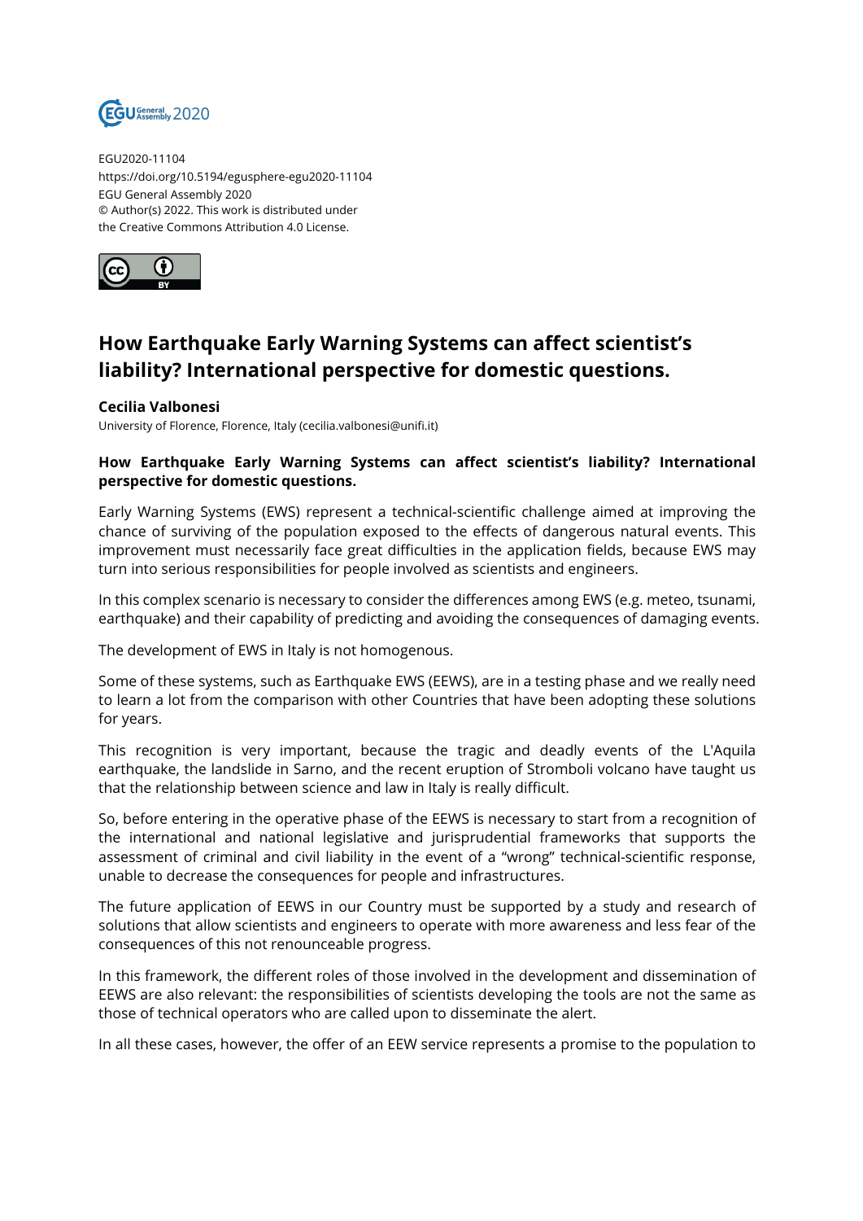EGU2020-11104
https://doi.org/10.5194/egusphere-egu2020-11104
EGU General Assembly 2020
© Author(s) 2022. This work is distributed under
the Creative Commons Attribution 4.0 License.

# How Earthquake Early Warning Systems can affect scientist's liability? International perspective for domestic questions.

**Cecilia Valbonesi**
University of Florence, Florence, Italy (cecilia.valbonesi@unifi.it)

**How Earthquake Early Warning Systems can affect scientist's liability? International perspective for domestic questions.**

Early Warning Systems (EWS) represent a technical-scientific challenge aimed at improving the chance of surviving of the population exposed to the effects of dangerous natural events. This improvement must necessarily face great difficulties in the application fields, because EWS may turn into serious responsibilities for people involved as scientists and engineers.

In this complex scenario is necessary to consider the differences among EWS (e.g. meteo, tsunami, earthquake) and their capability of predicting and avoiding the consequences of damaging events.

The development of EWS in Italy is not homogenous.

Some of these systems, such as Earthquake EWS (EEWS), are in a testing phase and we really need to learn a lot from the comparison with other Countries that have been adopting these solutions for years.

This recognition is very important, because the tragic and deadly events of the L'Aquila earthquake, the landslide in Sarno, and the recent eruption of Stromboli volcano have taught us that the relationship between science and law in Italy is really difficult.

So, before entering in the operative phase of the EEWS is necessary to start from a recognition of the international and national legislative and jurisprudential frameworks that supports the assessment of criminal and civil liability in the event of a "wrong" technical-scientific response, unable to decrease the consequences for people and infrastructures.

The future application of EEWS in our Country must be supported by a study and research of solutions that allow scientists and engineers to operate with more awareness and less fear of the consequences of this not renounceable progress.

In this framework, the different roles of those involved in the development and dissemination of EEWS are also relevant: the responsibilities of scientists developing the tools are not the same as those of technical operators who are called upon to disseminate the alert.

In all these cases, however, the offer of an EEW service represents a promise to the population to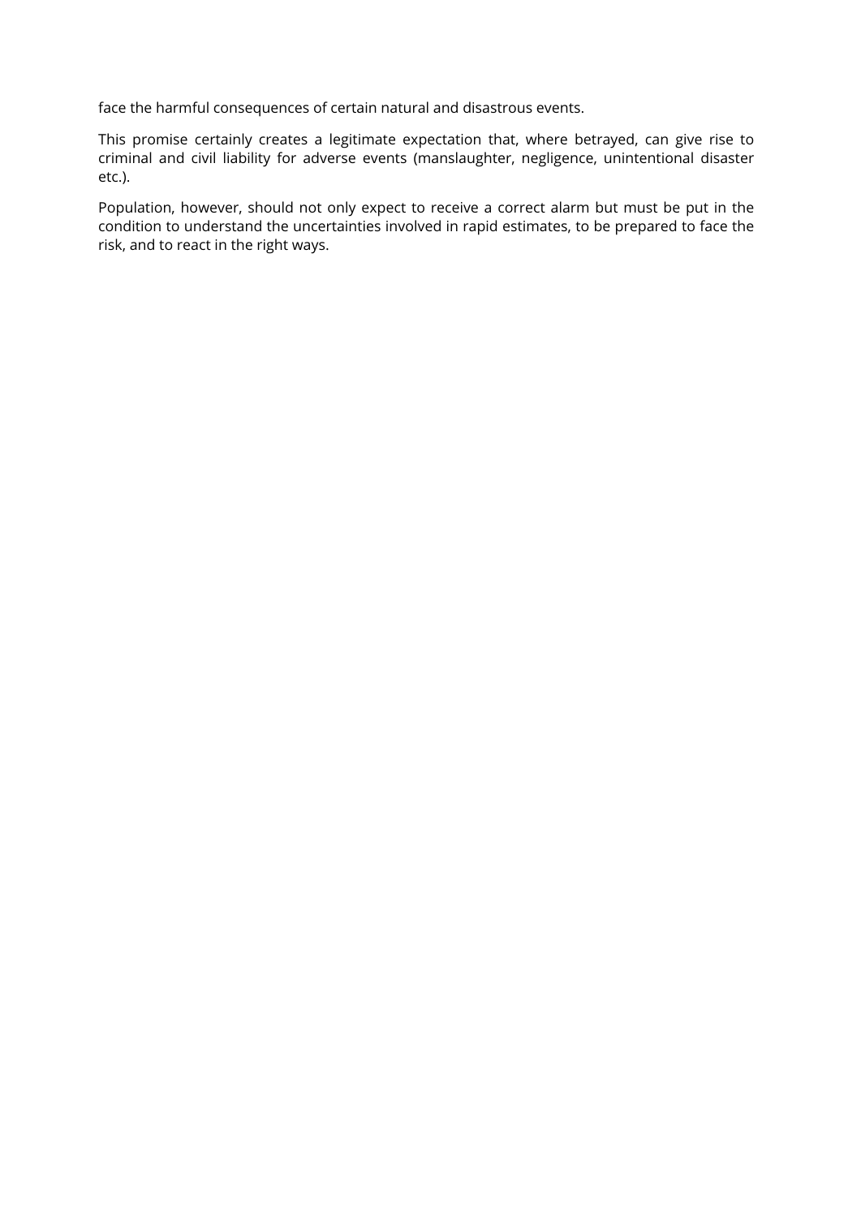face the harmful consequences of certain natural and disastrous events.

This promise certainly creates a legitimate expectation that, where betrayed, can give rise to criminal and civil liability for adverse events (manslaughter, negligence, unintentional disaster etc.).

Population, however, should not only expect to receive a correct alarm but must be put in the condition to understand the uncertainties involved in rapid estimates, to be prepared to face the risk, and to react in the right ways.